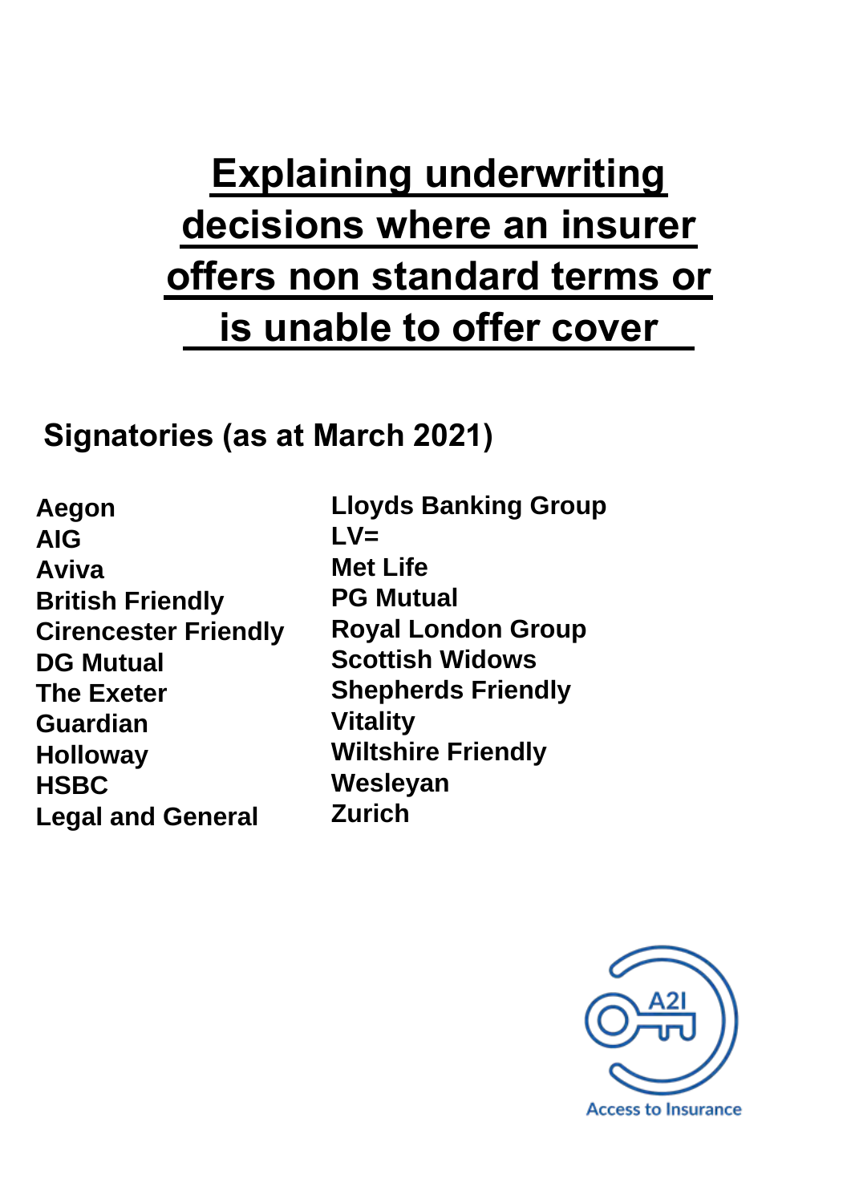# Explaining underwriting decisions where an insurer offers non standard terms or is unable to offer cover

## Signatories (as at March 2021)

**Aegon**
**AIG**
**Aviva**
**British Friendly**
**Cirencester Friendly**
**DG Mutual**
**The Exeter**
**Guardian**
**Holloway**
**HSBC**
**Legal and General**
**Lloyds Banking Group**
**LV=**
**Met Life**
**PG Mutual**
**Royal London Group**
**Scottish Widows**
**Shepherds Friendly**
**Vitality**
**Wiltshire Friendly**
**Wesleyan**
**Zurich**

A2I
Access to Insurance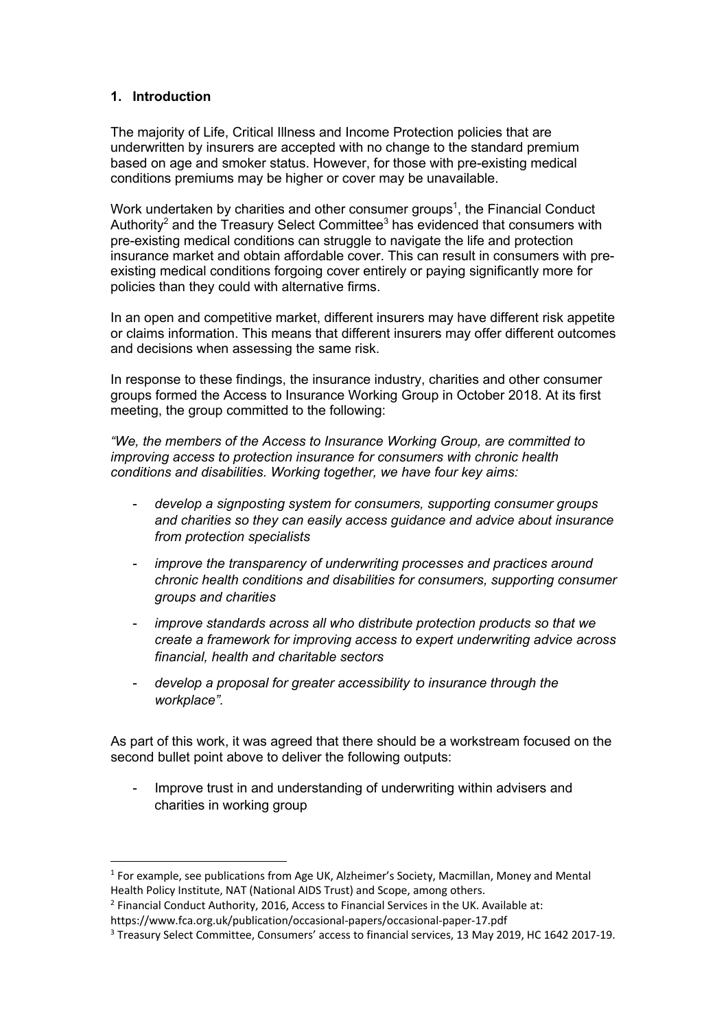## 1. Introduction

The majority of Life, Critical Illness and Income Protection policies that are underwritten by insurers are accepted with no change to the standard premium based on age and smoker status. However, for those with pre-existing medical conditions premiums may be higher or cover may be unavailable.

Work undertaken by charities and other consumer groups[1], the Financial Conduct Authority[2] and the Treasury Select Committee[3] has evidenced that consumers with pre-existing medical conditions can struggle to navigate the life and protection insurance market and obtain affordable cover. This can result in consumers with pre-existing medical conditions forgoing cover entirely or paying significantly more for policies than they could with alternative firms.

In an open and competitive market, different insurers may have different risk appetite or claims information. This means that different insurers may offer different outcomes and decisions when assessing the same risk.

In response to these findings, the insurance industry, charities and other consumer groups formed the Access to Insurance Working Group in October 2018. At its first meeting, the group committed to the following:

*"We, the members of the Access to Insurance Working Group, are committed to improving access to protection insurance for consumers with chronic health conditions and disabilities. Working together, we have four key aims:*

- *develop a signposting system for consumers, supporting consumer groups and charities so they can easily access guidance and advice about insurance from protection specialists*
- *improve the transparency of underwriting processes and practices around chronic health conditions and disabilities for consumers, supporting consumer groups and charities*
- *improve standards across all who distribute protection products so that we create a framework for improving access to expert underwriting advice across financial, health and charitable sectors*
- *develop a proposal for greater accessibility to insurance through the workplace".*

As part of this work, it was agreed that there should be a workstream focused on the second bullet point above to deliver the following outputs:

- Improve trust in and understanding of underwriting within advisers and charities in working group

---

[1] For example, see publications from Age UK, Alzheimer's Society, Macmillan, Money and Mental Health Policy Institute, NAT (National AIDS Trust) and Scope, among others.

[2] Financial Conduct Authority, 2016, Access to Financial Services in the UK. Available at: https://www.fca.org.uk/publication/occasional-papers/occasional-paper-17.pdf

[3] Treasury Select Committee, Consumers' access to financial services, 13 May 2019, HC 1642 2017-19.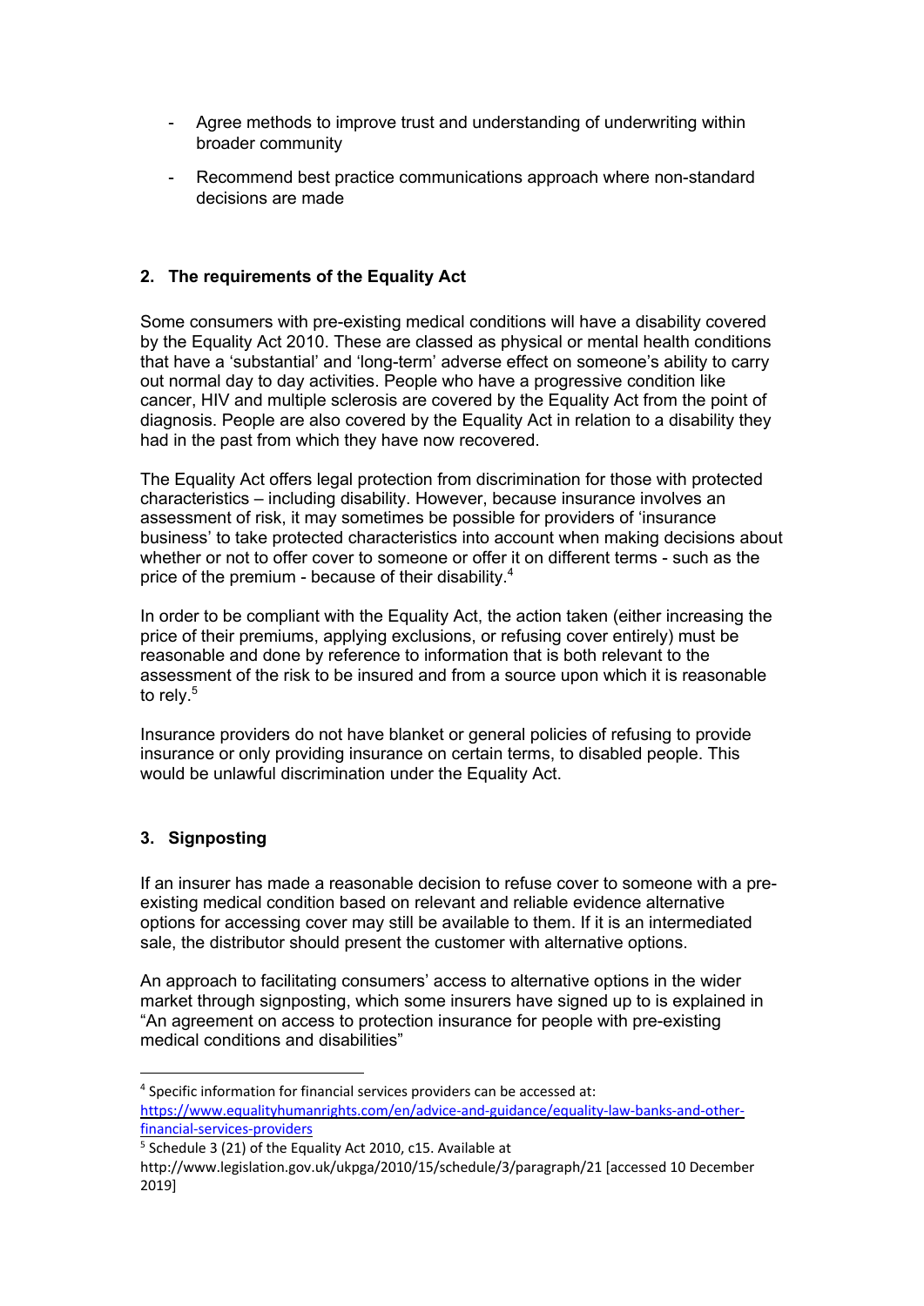- Agree methods to improve trust and understanding of underwriting within broader community
- Recommend best practice communications approach where non-standard decisions are made

## 2. The requirements of the Equality Act

Some consumers with pre-existing medical conditions will have a disability covered by the Equality Act 2010. These are classed as physical or mental health conditions that have a 'substantial' and 'long-term' adverse effect on someone's ability to carry out normal day to day activities. People who have a progressive condition like cancer, HIV and multiple sclerosis are covered by the Equality Act from the point of diagnosis. People are also covered by the Equality Act in relation to a disability they had in the past from which they have now recovered.

The Equality Act offers legal protection from discrimination for those with protected characteristics – including disability. However, because insurance involves an assessment of risk, it may sometimes be possible for providers of 'insurance business' to take protected characteristics into account when making decisions about whether or not to offer cover to someone or offer it on different terms - such as the price of the premium - because of their disability.[4]

In order to be compliant with the Equality Act, the action taken (either increasing the price of their premiums, applying exclusions, or refusing cover entirely) must be reasonable and done by reference to information that is both relevant to the assessment of the risk to be insured and from a source upon which it is reasonable to rely.[5]

Insurance providers do not have blanket or general policies of refusing to provide insurance or only providing insurance on certain terms, to disabled people. This would be unlawful discrimination under the Equality Act.

## 3. Signposting

If an insurer has made a reasonable decision to refuse cover to someone with a pre-existing medical condition based on relevant and reliable evidence alternative options for accessing cover may still be available to them. If it is an intermediated sale, the distributor should present the customer with alternative options.

An approach to facilitating consumers' access to alternative options in the wider market through signposting, which some insurers have signed up to is explained in "An agreement on access to protection insurance for people with pre-existing medical conditions and disabilities"

---

[4] Specific information for financial services providers can be accessed at: https://www.equalityhumanrights.com/en/advice-and-guidance/equality-law-banks-and-other-financial-services-providers

[5] Schedule 3 (21) of the Equality Act 2010, c15. Available at http://www.legislation.gov.uk/ukpga/2010/15/schedule/3/paragraph/21 [accessed 10 December 2019]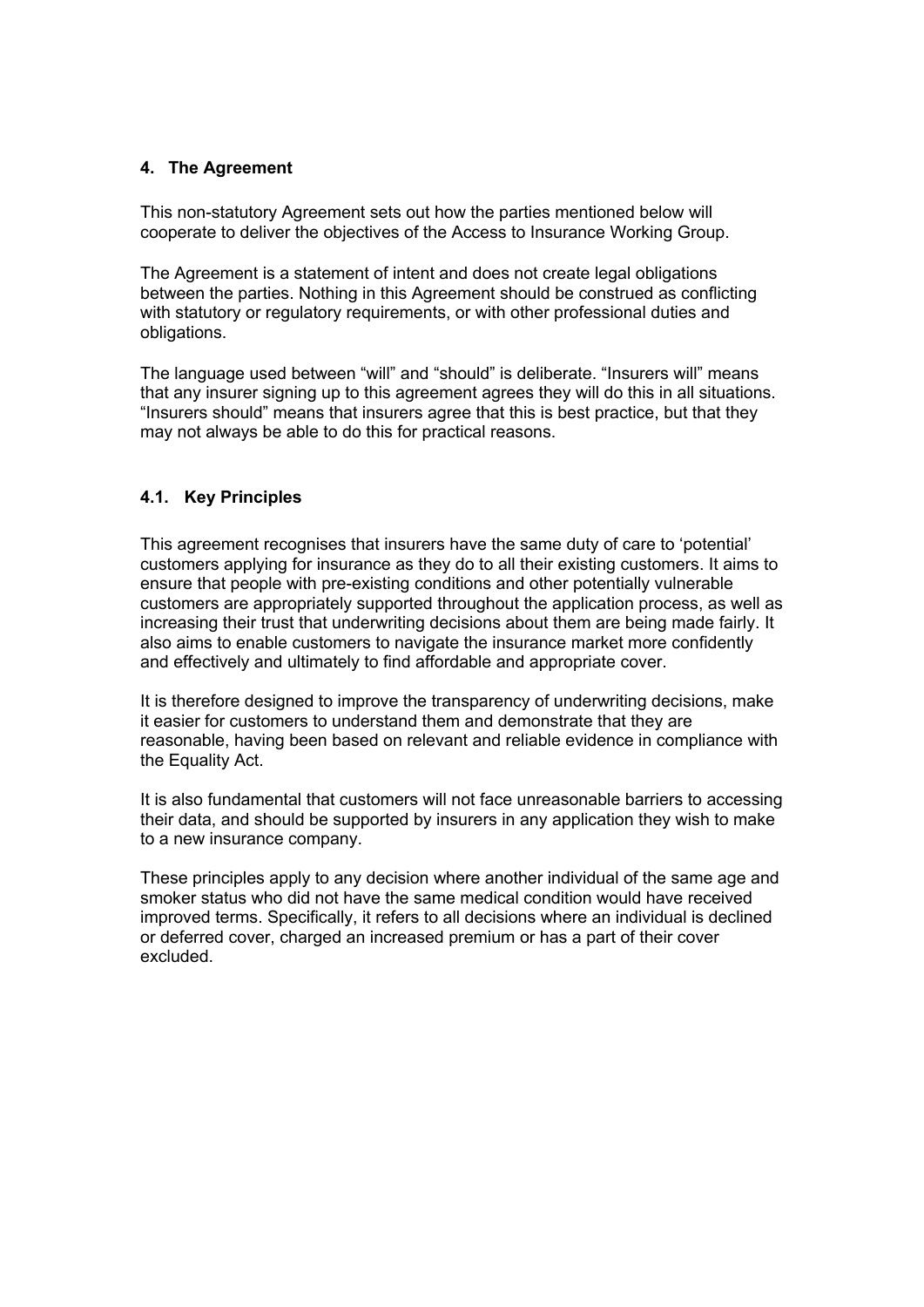## 4. The Agreement

This non-statutory Agreement sets out how the parties mentioned below will cooperate to deliver the objectives of the Access to Insurance Working Group.

The Agreement is a statement of intent and does not create legal obligations between the parties. Nothing in this Agreement should be construed as conflicting with statutory or regulatory requirements, or with other professional duties and obligations.

The language used between "will" and "should" is deliberate. "Insurers will" means that any insurer signing up to this agreement agrees they will do this in all situations. "Insurers should" means that insurers agree that this is best practice, but that they may not always be able to do this for practical reasons.

### 4.1. Key Principles

This agreement recognises that insurers have the same duty of care to 'potential' customers applying for insurance as they do to all their existing customers. It aims to ensure that people with pre-existing conditions and other potentially vulnerable customers are appropriately supported throughout the application process, as well as increasing their trust that underwriting decisions about them are being made fairly. It also aims to enable customers to navigate the insurance market more confidently and effectively and ultimately to find affordable and appropriate cover.

It is therefore designed to improve the transparency of underwriting decisions, make it easier for customers to understand them and demonstrate that they are reasonable, having been based on relevant and reliable evidence in compliance with the Equality Act.

It is also fundamental that customers will not face unreasonable barriers to accessing their data, and should be supported by insurers in any application they wish to make to a new insurance company.

These principles apply to any decision where another individual of the same age and smoker status who did not have the same medical condition would have received improved terms. Specifically, it refers to all decisions where an individual is declined or deferred cover, charged an increased premium or has a part of their cover excluded.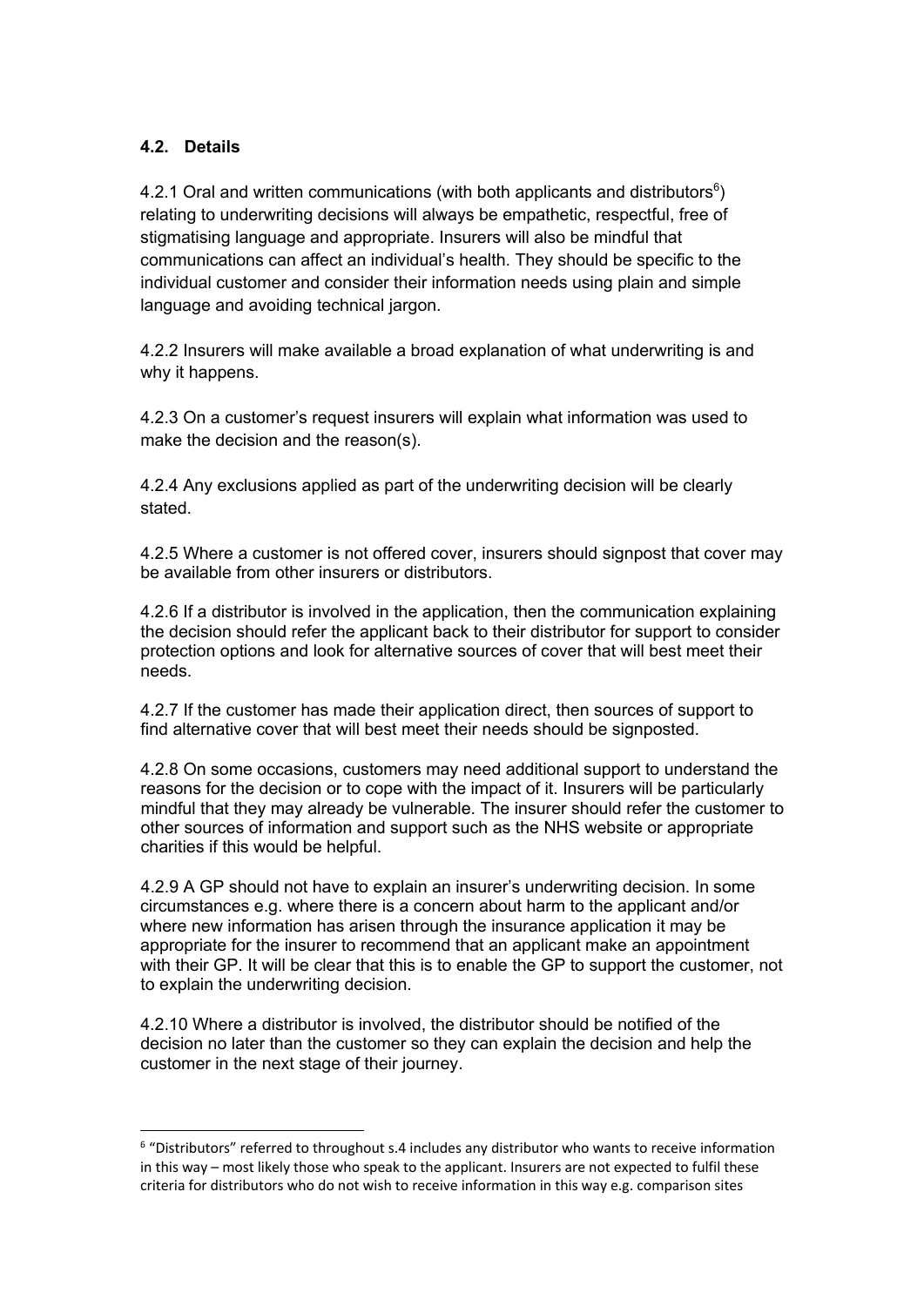### 4.2. Details

4.2.1 Oral and written communications (with both applicants and distributors[6]) relating to underwriting decisions will always be empathetic, respectful, free of stigmatising language and appropriate. Insurers will also be mindful that communications can affect an individual's health. They should be specific to the individual customer and consider their information needs using plain and simple language and avoiding technical jargon.

4.2.2 Insurers will make available a broad explanation of what underwriting is and why it happens.

4.2.3 On a customer's request insurers will explain what information was used to make the decision and the reason(s).

4.2.4 Any exclusions applied as part of the underwriting decision will be clearly stated.

4.2.5 Where a customer is not offered cover, insurers should signpost that cover may be available from other insurers or distributors.

4.2.6 If a distributor is involved in the application, then the communication explaining the decision should refer the applicant back to their distributor for support to consider protection options and look for alternative sources of cover that will best meet their needs.

4.2.7 If the customer has made their application direct, then sources of support to find alternative cover that will best meet their needs should be signposted.

4.2.8 On some occasions, customers may need additional support to understand the reasons for the decision or to cope with the impact of it. Insurers will be particularly mindful that they may already be vulnerable. The insurer should refer the customer to other sources of information and support such as the NHS website or appropriate charities if this would be helpful.

4.2.9 A GP should not have to explain an insurer's underwriting decision. In some circumstances e.g. where there is a concern about harm to the applicant and/or where new information has arisen through the insurance application it may be appropriate for the insurer to recommend that an applicant make an appointment with their GP. It will be clear that this is to enable the GP to support the customer, not to explain the underwriting decision.

4.2.10 Where a distributor is involved, the distributor should be notified of the decision no later than the customer so they can explain the decision and help the customer in the next stage of their journey.

---

[6] "Distributors" referred to throughout s.4 includes any distributor who wants to receive information in this way – most likely those who speak to the applicant. Insurers are not expected to fulfil these criteria for distributors who do not wish to receive information in this way e.g. comparison sites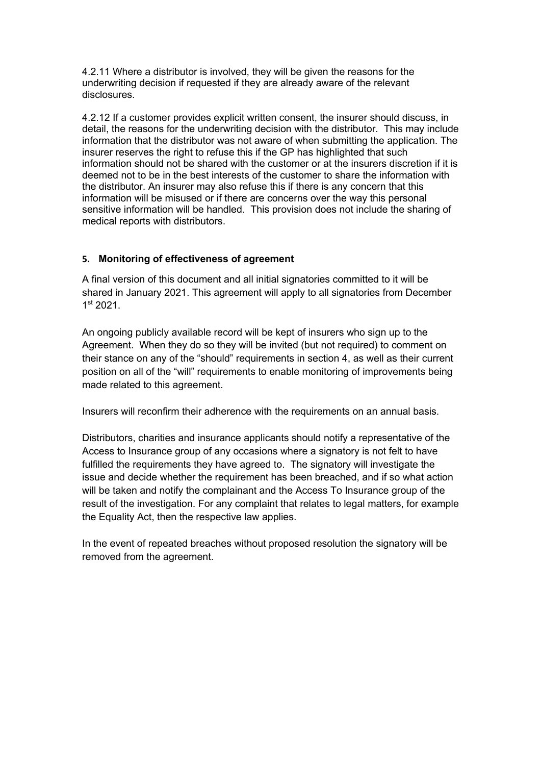4.2.11 Where a distributor is involved, they will be given the reasons for the underwriting decision if requested if they are already aware of the relevant disclosures.

4.2.12 If a customer provides explicit written consent, the insurer should discuss, in detail, the reasons for the underwriting decision with the distributor. This may include information that the distributor was not aware of when submitting the application. The insurer reserves the right to refuse this if the GP has highlighted that such information should not be shared with the customer or at the insurers discretion if it is deemed not to be in the best interests of the customer to share the information with the distributor. An insurer may also refuse this if there is any concern that this information will be misused or if there are concerns over the way this personal sensitive information will be handled. This provision does not include the sharing of medical reports with distributors.

## 5. Monitoring of effectiveness of agreement

A final version of this document and all initial signatories committed to it will be shared in January 2021. This agreement will apply to all signatories from December 1st 2021.

An ongoing publicly available record will be kept of insurers who sign up to the Agreement. When they do so they will be invited (but not required) to comment on their stance on any of the "should" requirements in section 4, as well as their current position on all of the "will" requirements to enable monitoring of improvements being made related to this agreement.

Insurers will reconfirm their adherence with the requirements on an annual basis.

Distributors, charities and insurance applicants should notify a representative of the Access to Insurance group of any occasions where a signatory is not felt to have fulfilled the requirements they have agreed to. The signatory will investigate the issue and decide whether the requirement has been breached, and if so what action will be taken and notify the complainant and the Access To Insurance group of the result of the investigation. For any complaint that relates to legal matters, for example the Equality Act, then the respective law applies.

In the event of repeated breaches without proposed resolution the signatory will be removed from the agreement.